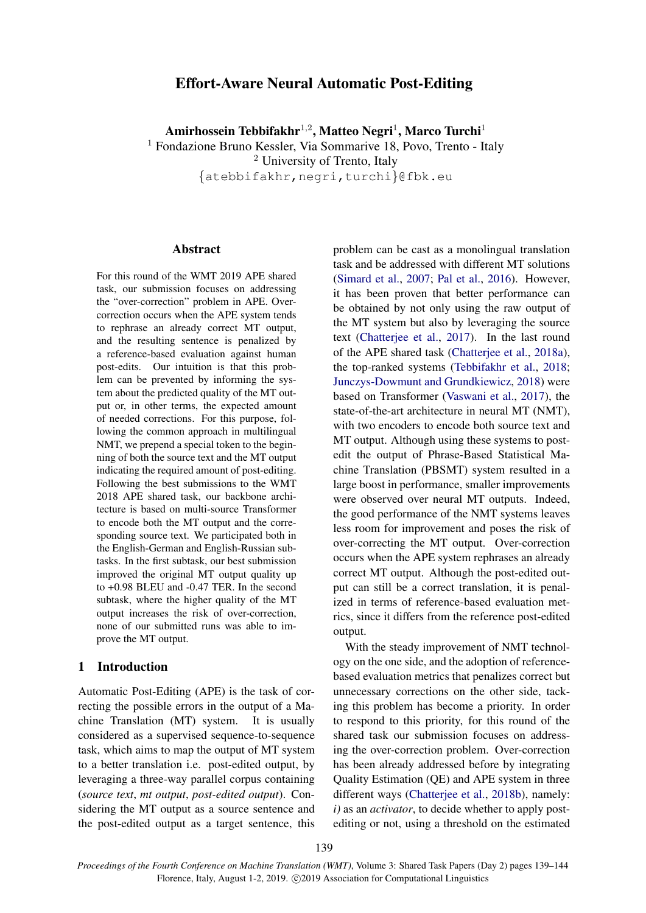# Effort-Aware Neural Automatic Post-Editing

**Amirhossein Tebbifakhr**[1,2], **Matteo Negri**[1], **Marco Turchi**[1]

[1] Fondazione Bruno Kessler, Via Sommarive 18, Povo, Trento - Italy
[2] University of Trento, Italy
{atebbifakhr,negri,turchi}@fbk.eu

## Abstract

For this round of the WMT 2019 APE shared task, our submission focuses on addressing the "over-correction" problem in APE. Over-correction occurs when the APE system tends to rephrase an already correct MT output, and the resulting sentence is penalized by a reference-based evaluation against human post-edits. Our intuition is that this problem can be prevented by informing the system about the predicted quality of the MT output or, in other terms, the expected amount of needed corrections. For this purpose, following the common approach in multilingual NMT, we prepend a special token to the beginning of both the source text and the MT output indicating the required amount of post-editing. Following the best submissions to the WMT 2018 APE shared task, our backbone architecture is based on multi-source Transformer to encode both the MT output and the corresponding source text. We participated both in the English-German and English-Russian subtasks. In the first subtask, our best submission improved the original MT output quality up to +0.98 BLEU and -0.47 TER. In the second subtask, where the higher quality of the MT output increases the risk of over-correction, none of our submitted runs was able to improve the MT output.

## 1 Introduction

Automatic Post-Editing (APE) is the task of correcting the possible errors in the output of a Machine Translation (MT) system. It is usually considered as a supervised sequence-to-sequence task, which aims to map the output of MT system to a better translation i.e. post-edited output, by leveraging a three-way parallel corpus containing (*source text*, *mt output*, *post-edited output*). Considering the MT output as a source sentence and the post-edited output as a target sentence, this problem can be cast as a monolingual translation task and be addressed with different MT solutions (Simard et al., 2007; Pal et al., 2016). However, it has been proven that better performance can be obtained by not only using the raw output of the MT system but also by leveraging the source text (Chatterjee et al., 2017). In the last round of the APE shared task (Chatterjee et al., 2018a), the top-ranked systems (Tebbifakhr et al., 2018; Junczys-Dowmunt and Grundkiewicz, 2018) were based on Transformer (Vaswani et al., 2017), the state-of-the-art architecture in neural MT (NMT), with two encoders to encode both source text and MT output. Although using these systems to post-edit the output of Phrase-Based Statistical Machine Translation (PBSMT) system resulted in a large boost in performance, smaller improvements were observed over neural MT outputs. Indeed, the good performance of the NMT systems leaves less room for improvement and poses the risk of over-correcting the MT output. Over-correction occurs when the APE system rephrases an already correct MT output. Although the post-edited output can still be a correct translation, it is penalized in terms of reference-based evaluation metrics, since it differs from the reference post-edited output.

With the steady improvement of NMT technology on the one side, and the adoption of reference-based evaluation metrics that penalizes correct but unnecessary corrections on the other side, tacking this problem has become a priority. In order to respond to this priority, for this round of the shared task our submission focuses on addressing the over-correction problem. Over-correction has been already addressed before by integrating Quality Estimation (QE) and APE system in three different ways (Chatterjee et al., 2018b), namely: *i)* as an *activator*, to decide whether to apply post-editing or not, using a threshold on the estimated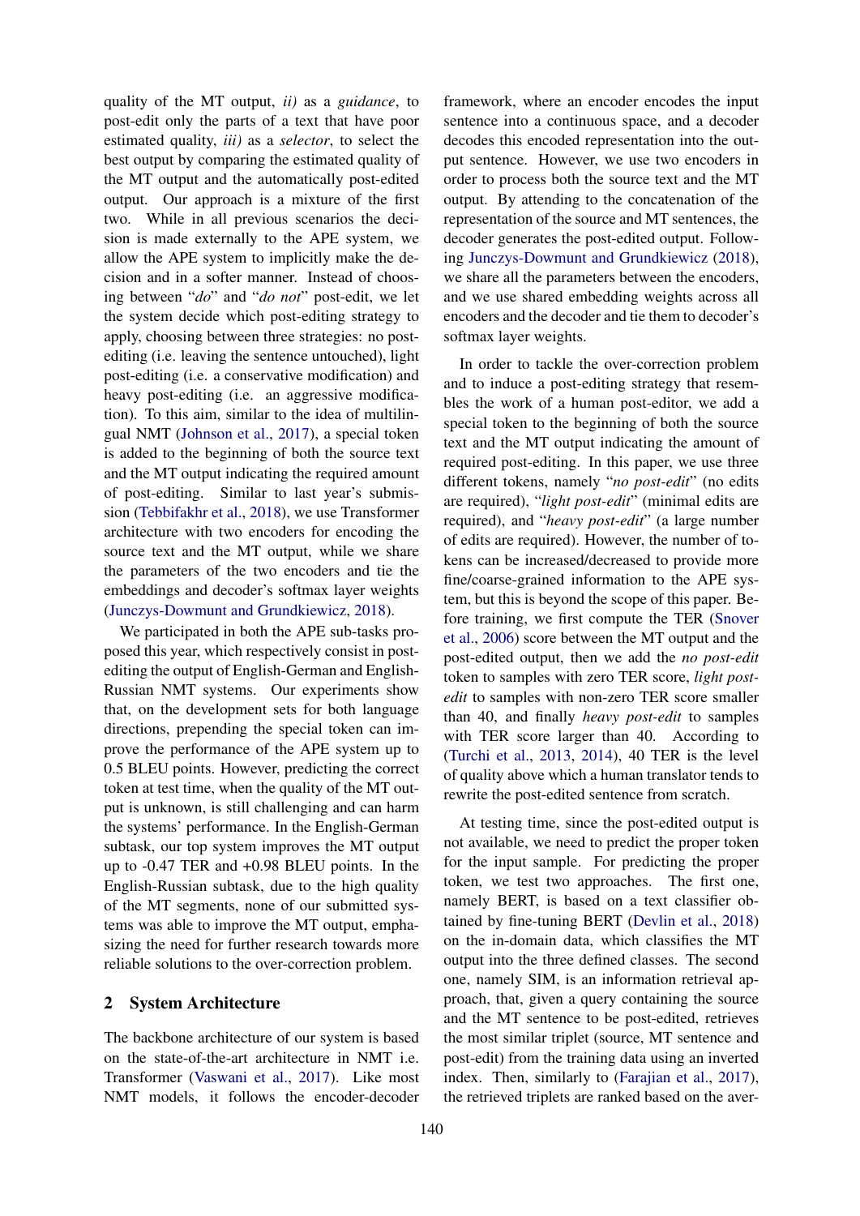quality of the MT output, *ii)* as a *guidance*, to post-edit only the parts of a text that have poor estimated quality, *iii)* as a *selector*, to select the best output by comparing the estimated quality of the MT output and the automatically post-edited output. Our approach is a mixture of the first two. While in all previous scenarios the decision is made externally to the APE system, we allow the APE system to implicitly make the decision and in a softer manner. Instead of choosing between "*do*" and "*do not*" post-edit, we let the system decide which post-editing strategy to apply, choosing between three strategies: no post-editing (i.e. leaving the sentence untouched), light post-editing (i.e. a conservative modification) and heavy post-editing (i.e. an aggressive modification). To this aim, similar to the idea of multilingual NMT (Johnson et al., 2017), a special token is added to the beginning of both the source text and the MT output indicating the required amount of post-editing. Similar to last year's submission (Tebbifakhr et al., 2018), we use Transformer architecture with two encoders for encoding the source text and the MT output, while we share the parameters of the two encoders and tie the embeddings and decoder's softmax layer weights (Junczys-Dowmunt and Grundkiewicz, 2018).

We participated in both the APE sub-tasks proposed this year, which respectively consist in post-editing the output of English-German and English-Russian NMT systems. Our experiments show that, on the development sets for both language directions, prepending the special token can improve the performance of the APE system up to 0.5 BLEU points. However, predicting the correct token at test time, when the quality of the MT output is unknown, is still challenging and can harm the systems' performance. In the English-German subtask, our top system improves the MT output up to -0.47 TER and +0.98 BLEU points. In the English-Russian subtask, due to the high quality of the MT segments, none of our submitted systems was able to improve the MT output, emphasizing the need for further research towards more reliable solutions to the over-correction problem.

## 2 System Architecture

The backbone architecture of our system is based on the state-of-the-art architecture in NMT i.e. Transformer (Vaswani et al., 2017). Like most NMT models, it follows the encoder-decoder framework, where an encoder encodes the input sentence into a continuous space, and a decoder decodes this encoded representation into the output sentence. However, we use two encoders in order to process both the source text and the MT output. By attending to the concatenation of the representation of the source and MT sentences, the decoder generates the post-edited output. Following Junczys-Dowmunt and Grundkiewicz (2018), we share all the parameters between the encoders, and we use shared embedding weights across all encoders and the decoder and tie them to decoder's softmax layer weights.

In order to tackle the over-correction problem and to induce a post-editing strategy that resembles the work of a human post-editor, we add a special token to the beginning of both the source text and the MT output indicating the amount of required post-editing. In this paper, we use three different tokens, namely "*no post-edit*" (no edits are required), "*light post-edit*" (minimal edits are required), and "*heavy post-edit*" (a large number of edits are required). However, the number of tokens can be increased/decreased to provide more fine/coarse-grained information to the APE system, but this is beyond the scope of this paper. Before training, we first compute the TER (Snover et al., 2006) score between the MT output and the post-edited output, then we add the *no post-edit* token to samples with zero TER score, *light post-edit* to samples with non-zero TER score smaller than 40, and finally *heavy post-edit* to samples with TER score larger than 40. According to (Turchi et al., 2013, 2014), 40 TER is the level of quality above which a human translator tends to rewrite the post-edited sentence from scratch.

At testing time, since the post-edited output is not available, we need to predict the proper token for the input sample. For predicting the proper token, we test two approaches. The first one, namely BERT, is based on a text classifier obtained by fine-tuning BERT (Devlin et al., 2018) on the in-domain data, which classifies the MT output into the three defined classes. The second one, namely SIM, is an information retrieval approach, that, given a query containing the source and the MT sentence to be post-edited, retrieves the most similar triplet (source, MT sentence and post-edit) from the training data using an inverted index. Then, similarly to (Farajian et al., 2017), the retrieved triplets are ranked based on the aver-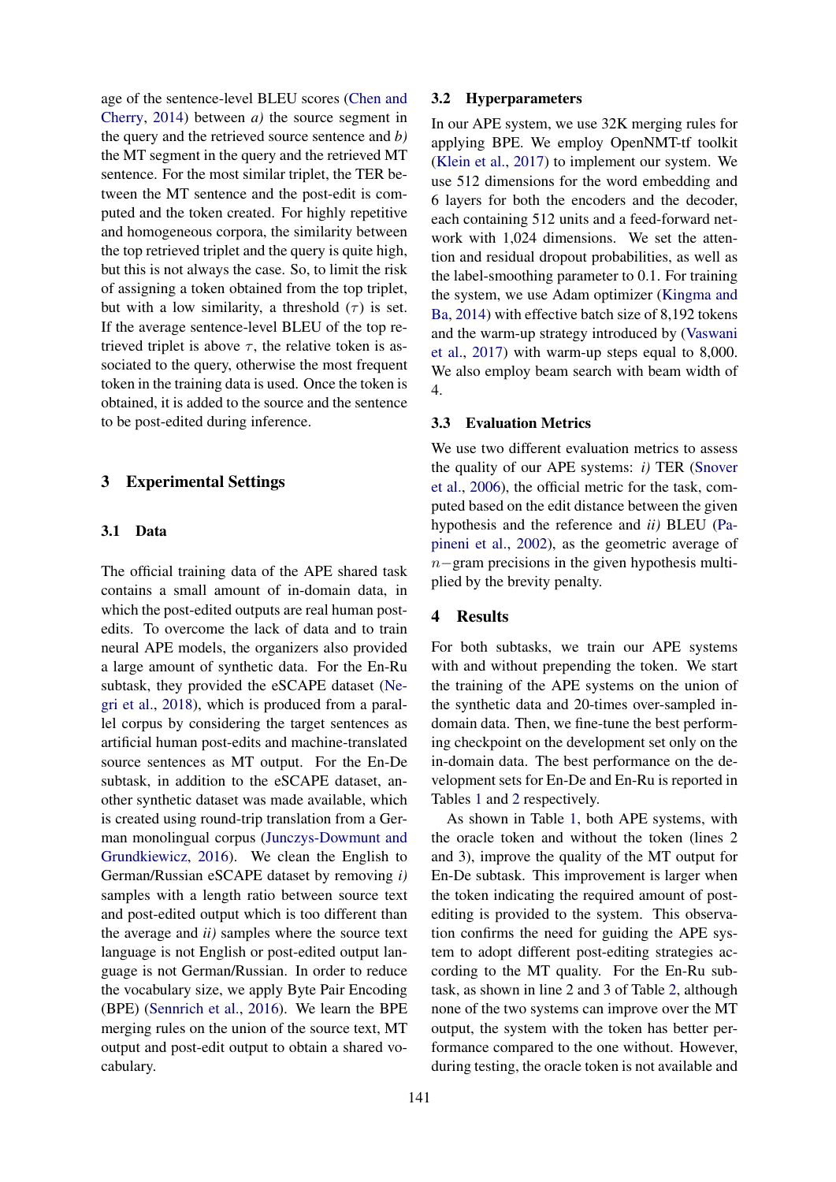age of the sentence-level BLEU scores (Chen and Cherry, 2014) between *a)* the source segment in the query and the retrieved source sentence and *b)* the MT segment in the query and the retrieved MT sentence. For the most similar triplet, the TER between the MT sentence and the post-edit is computed and the token created. For highly repetitive and homogeneous corpora, the similarity between the top retrieved triplet and the query is quite high, but this is not always the case. So, to limit the risk of assigning a token obtained from the top triplet, but with a low similarity, a threshold ($\tau$) is set. If the average sentence-level BLEU of the top retrieved triplet is above $\tau$, the relative token is associated to the query, otherwise the most frequent token in the training data is used. Once the token is obtained, it is added to the source and the sentence to be post-edited during inference.

## 3 Experimental Settings

### 3.1 Data

The official training data of the APE shared task contains a small amount of in-domain data, in which the post-edited outputs are real human post-edits. To overcome the lack of data and to train neural APE models, the organizers also provided a large amount of synthetic data. For the En-Ru subtask, they provided the eSCAPE dataset (Negri et al., 2018), which is produced from a parallel corpus by considering the target sentences as artificial human post-edits and machine-translated source sentences as MT output. For the En-De subtask, in addition to the eSCAPE dataset, another synthetic dataset was made available, which is created using round-trip translation from a German monolingual corpus (Junczys-Dowmunt and Grundkiewicz, 2016). We clean the English to German/Russian eSCAPE dataset by removing *i)* samples with a length ratio between source text and post-edited output which is too different than the average and *ii)* samples where the source text language is not English or post-edited output language is not German/Russian. In order to reduce the vocabulary size, we apply Byte Pair Encoding (BPE) (Sennrich et al., 2016). We learn the BPE merging rules on the union of the source text, MT output and post-edit output to obtain a shared vocabulary.

### 3.2 Hyperparameters

In our APE system, we use 32K merging rules for applying BPE. We employ OpenNMT-tf toolkit (Klein et al., 2017) to implement our system. We use 512 dimensions for the word embedding and 6 layers for both the encoders and the decoder, each containing 512 units and a feed-forward network with 1,024 dimensions. We set the attention and residual dropout probabilities, as well as the label-smoothing parameter to 0.1. For training the system, we use Adam optimizer (Kingma and Ba, 2014) with effective batch size of 8,192 tokens and the warm-up strategy introduced by (Vaswani et al., 2017) with warm-up steps equal to 8,000. We also employ beam search with beam width of 4.

### 3.3 Evaluation Metrics

We use two different evaluation metrics to assess the quality of our APE systems: *i)* TER (Snover et al., 2006), the official metric for the task, computed based on the edit distance between the given hypothesis and the reference and *ii)* BLEU (Papineni et al., 2002), as the geometric average of $n-$gram precisions in the given hypothesis multiplied by the brevity penalty.

## 4 Results

For both subtasks, we train our APE systems with and without prepending the token. We start the training of the APE systems on the union of the synthetic data and 20-times over-sampled in-domain data. Then, we fine-tune the best performing checkpoint on the development set only on the in-domain data. The best performance on the development sets for En-De and En-Ru is reported in Tables 1 and 2 respectively.

As shown in Table 1, both APE systems, with the oracle token and without the token (lines 2 and 3), improve the quality of the MT output for En-De subtask. This improvement is larger when the token indicating the required amount of post-editing is provided to the system. This observation confirms the need for guiding the APE system to adopt different post-editing strategies according to the MT quality. For the En-Ru subtask, as shown in line 2 and 3 of Table 2, although none of the two systems can improve over the MT output, the system with the token has better performance compared to the one without. However, during testing, the oracle token is not available and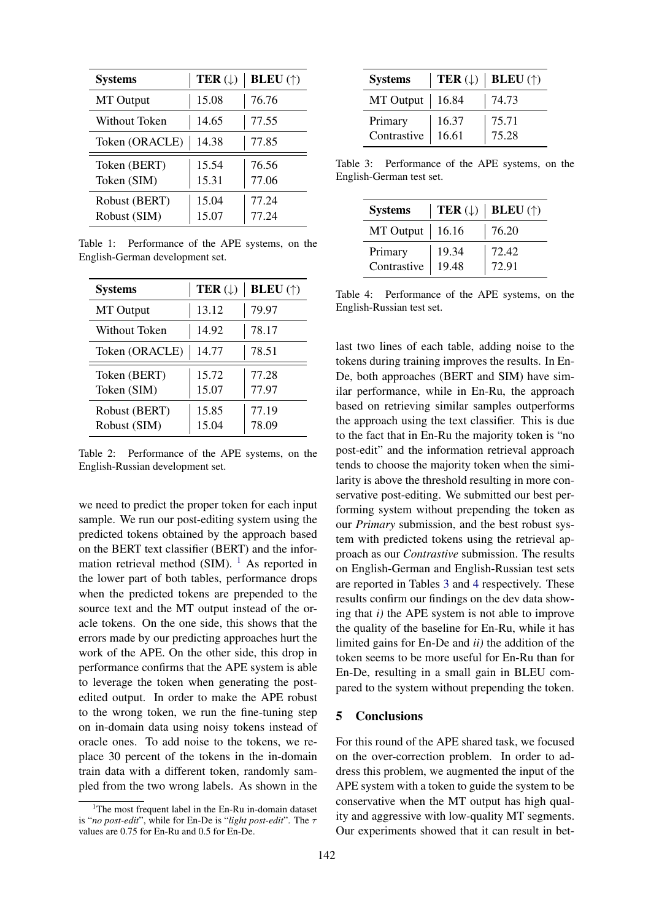| Systems | TER (↓) | BLEU (↑) |
|---|---|---|
| MT Output | 15.08 | 76.76 |
| Without Token | 14.65 | 77.55 |
| Token (ORACLE) | 14.38 | 77.85 |
| Token (BERT) | 15.54 | 76.56 |
| Token (SIM) | 15.31 | 77.06 |
| Robust (BERT) | 15.04 | 77.24 |
| Robust (SIM) | 15.07 | 77.24 |

Table 1: Performance of the APE systems, on the English-German development set.

| Systems | TER (↓) | BLEU (↑) |
|---|---|---|
| MT Output | 13.12 | 79.97 |
| Without Token | 14.92 | 78.17 |
| Token (ORACLE) | 14.77 | 78.51 |
| Token (BERT) | 15.72 | 77.28 |
| Token (SIM) | 15.07 | 77.97 |
| Robust (BERT) | 15.85 | 77.19 |
| Robust (SIM) | 15.04 | 78.09 |

Table 2: Performance of the APE systems, on the English-Russian development set.

we need to predict the proper token for each input sample. We run our post-editing system using the predicted tokens obtained by the approach based on the BERT text classifier (BERT) and the information retrieval method (SIM). [1] As reported in the lower part of both tables, performance drops when the predicted tokens are prepended to the source text and the MT output instead of the oracle tokens. On the one side, this shows that the errors made by our predicting approaches hurt the work of the APE. On the other side, this drop in performance confirms that the APE system is able to leverage the token when generating the post-edited output. In order to make the APE robust to the wrong token, we run the fine-tuning step on in-domain data using noisy tokens instead of oracle ones. To add noise to the tokens, we replace 30 percent of the tokens in the in-domain train data with a different token, randomly sampled from the two wrong labels. As shown in the last two lines of each table, adding noise to the tokens during training improves the results. In En-De, both approaches (BERT and SIM) have similar performance, while in En-Ru, the approach based on retrieving similar samples outperforms the approach using the text classifier. This is due to the fact that in En-Ru the majority token is "no post-edit" and the information retrieval approach tends to choose the majority token when the similarity is above the threshold resulting in more conservative post-editing. We submitted our best performing system without prepending the token as our *Primary* submission, and the best robust system with predicted tokens using the retrieval approach as our *Contrastive* submission. The results on English-German and English-Russian test sets are reported in Tables 3 and 4 respectively. These results confirm our findings on the dev data showing that *i)* the APE system is not able to improve the quality of the baseline for En-Ru, while it has limited gains for En-De and *ii)* the addition of the token seems to be more useful for En-Ru than for En-De, resulting in a small gain in BLEU compared to the system without prepending the token.

| Systems | TER (↓) | BLEU (↑) |
|---|---|---|
| MT Output | 16.84 | 74.73 |
| Primary | 16.37 | 75.71 |
| Contrastive | 16.61 | 75.28 |

Table 3: Performance of the APE systems, on the English-German test set.

| Systems | TER (↓) | BLEU (↑) |
|---|---|---|
| MT Output | 16.16 | 76.20 |
| Primary | 19.34 | 72.42 |
| Contrastive | 19.48 | 72.91 |

Table 4: Performance of the APE systems, on the English-Russian test set.

## 5 Conclusions

For this round of the APE shared task, we focused on the over-correction problem. In order to address this problem, we augmented the input of the APE system with a token to guide the system to be conservative when the MT output has high quality and aggressive with low-quality MT segments. Our experiments showed that it can result in bet-

[1] The most frequent label in the En-Ru in-domain dataset is "*no post-edit*", while for En-De is "*light post-edit*". The $\tau$ values are 0.75 for En-Ru and 0.5 for En-De.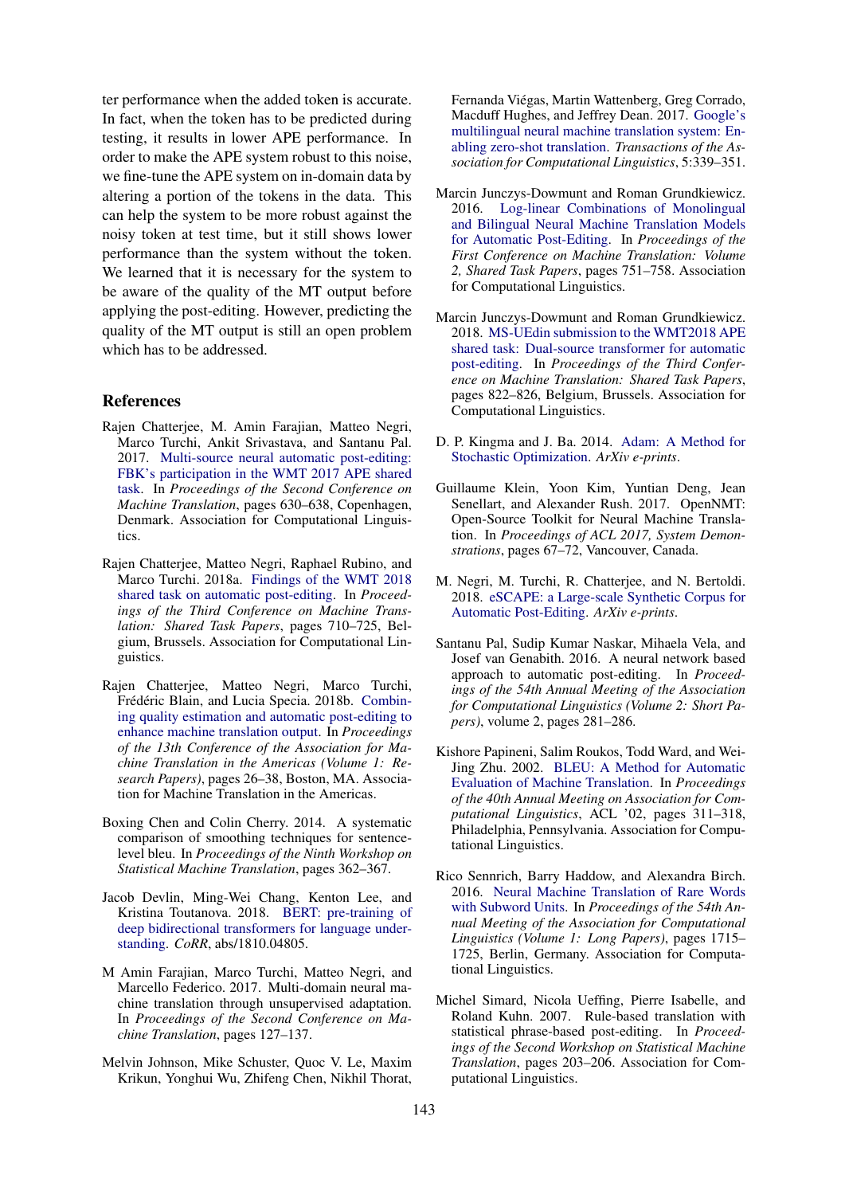ter performance when the added token is accurate. In fact, when the token has to be predicted during testing, it results in lower APE performance. In order to make the APE system robust to this noise, we fine-tune the APE system on in-domain data by altering a portion of the tokens in the data. This can help the system to be more robust against the noisy token at test time, but it still shows lower performance than the system without the token. We learned that it is necessary for the system to be aware of the quality of the MT output before applying the post-editing. However, predicting the quality of the MT output is still an open problem which has to be addressed.

## References

Rajen Chatterjee, M. Amin Farajian, Matteo Negri, Marco Turchi, Ankit Srivastava, and Santanu Pal. 2017. Multi-source neural automatic post-editing: FBK's participation in the WMT 2017 APE shared task. In *Proceedings of the Second Conference on Machine Translation*, pages 630–638, Copenhagen, Denmark. Association for Computational Linguistics.

Rajen Chatterjee, Matteo Negri, Raphael Rubino, and Marco Turchi. 2018a. Findings of the WMT 2018 shared task on automatic post-editing. In *Proceedings of the Third Conference on Machine Translation: Shared Task Papers*, pages 710–725, Belgium, Brussels. Association for Computational Linguistics.

Rajen Chatterjee, Matteo Negri, Marco Turchi, Frédéric Blain, and Lucia Specia. 2018b. Combining quality estimation and automatic post-editing to enhance machine translation output. In *Proceedings of the 13th Conference of the Association for Machine Translation in the Americas (Volume 1: Research Papers)*, pages 26–38, Boston, MA. Association for Machine Translation in the Americas.

Boxing Chen and Colin Cherry. 2014. A systematic comparison of smoothing techniques for sentence-level bleu. In *Proceedings of the Ninth Workshop on Statistical Machine Translation*, pages 362–367.

Jacob Devlin, Ming-Wei Chang, Kenton Lee, and Kristina Toutanova. 2018. BERT: pre-training of deep bidirectional transformers for language understanding. *CoRR*, abs/1810.04805.

M Amin Farajian, Marco Turchi, Matteo Negri, and Marcello Federico. 2017. Multi-domain neural machine translation through unsupervised adaptation. In *Proceedings of the Second Conference on Machine Translation*, pages 127–137.

Melvin Johnson, Mike Schuster, Quoc V. Le, Maxim Krikun, Yonghui Wu, Zhifeng Chen, Nikhil Thorat, Fernanda Viégas, Martin Wattenberg, Greg Corrado, Macduff Hughes, and Jeffrey Dean. 2017. Google's multilingual neural machine translation system: Enabling zero-shot translation. *Transactions of the Association for Computational Linguistics*, 5:339–351.

Marcin Junczys-Dowmunt and Roman Grundkiewicz. 2016. Log-linear Combinations of Monolingual and Bilingual Neural Machine Translation Models for Automatic Post-Editing. In *Proceedings of the First Conference on Machine Translation: Volume 2, Shared Task Papers*, pages 751–758. Association for Computational Linguistics.

Marcin Junczys-Dowmunt and Roman Grundkiewicz. 2018. MS-UEdin submission to the WMT2018 APE shared task: Dual-source transformer for automatic post-editing. In *Proceedings of the Third Conference on Machine Translation: Shared Task Papers*, pages 822–826, Belgium, Brussels. Association for Computational Linguistics.

D. P. Kingma and J. Ba. 2014. Adam: A Method for Stochastic Optimization. *ArXiv e-prints*.

Guillaume Klein, Yoon Kim, Yuntian Deng, Jean Senellart, and Alexander Rush. 2017. OpenNMT: Open-Source Toolkit for Neural Machine Translation. In *Proceedings of ACL 2017, System Demonstrations*, pages 67–72, Vancouver, Canada.

M. Negri, M. Turchi, R. Chatterjee, and N. Bertoldi. 2018. eSCAPE: a Large-scale Synthetic Corpus for Automatic Post-Editing. *ArXiv e-prints*.

Santanu Pal, Sudip Kumar Naskar, Mihaela Vela, and Josef van Genabith. 2016. A neural network based approach to automatic post-editing. In *Proceedings of the 54th Annual Meeting of the Association for Computational Linguistics (Volume 2: Short Papers)*, volume 2, pages 281–286.

Kishore Papineni, Salim Roukos, Todd Ward, and Wei-Jing Zhu. 2002. BLEU: A Method for Automatic Evaluation of Machine Translation. In *Proceedings of the 40th Annual Meeting on Association for Computational Linguistics*, ACL '02, pages 311–318, Philadelphia, Pennsylvania. Association for Computational Linguistics.

Rico Sennrich, Barry Haddow, and Alexandra Birch. 2016. Neural Machine Translation of Rare Words with Subword Units. In *Proceedings of the 54th Annual Meeting of the Association for Computational Linguistics (Volume 1: Long Papers)*, pages 1715–1725, Berlin, Germany. Association for Computational Linguistics.

Michel Simard, Nicola Ueffing, Pierre Isabelle, and Roland Kuhn. 2007. Rule-based translation with statistical phrase-based post-editing. In *Proceedings of the Second Workshop on Statistical Machine Translation*, pages 203–206. Association for Computational Linguistics.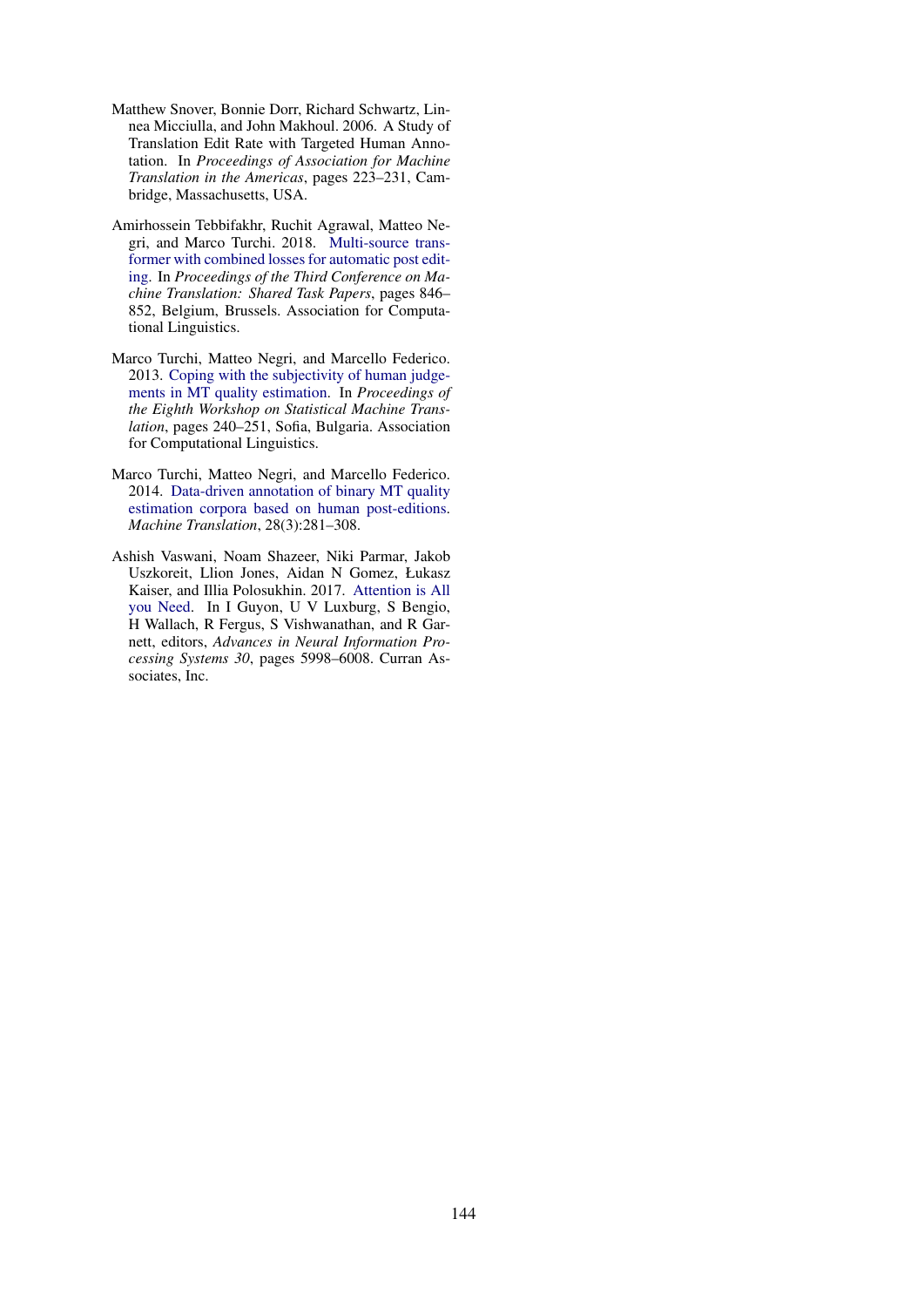Matthew Snover, Bonnie Dorr, Richard Schwartz, Linnea Micciulla, and John Makhoul. 2006. A Study of Translation Edit Rate with Targeted Human Annotation. In *Proceedings of Association for Machine Translation in the Americas*, pages 223–231, Cambridge, Massachusetts, USA.

Amirhossein Tebbifakhr, Ruchit Agrawal, Matteo Negri, and Marco Turchi. 2018. Multi-source transformer with combined losses for automatic post editing. In *Proceedings of the Third Conference on Machine Translation: Shared Task Papers*, pages 846–852, Belgium, Brussels. Association for Computational Linguistics.

Marco Turchi, Matteo Negri, and Marcello Federico. 2013. Coping with the subjectivity of human judgements in MT quality estimation. In *Proceedings of the Eighth Workshop on Statistical Machine Translation*, pages 240–251, Sofia, Bulgaria. Association for Computational Linguistics.

Marco Turchi, Matteo Negri, and Marcello Federico. 2014. Data-driven annotation of binary MT quality estimation corpora based on human post-editions. *Machine Translation*, 28(3):281–308.

Ashish Vaswani, Noam Shazeer, Niki Parmar, Jakob Uszkoreit, Llion Jones, Aidan N Gomez, Łukasz Kaiser, and Illia Polosukhin. 2017. Attention is All you Need. In I Guyon, U V Luxburg, S Bengio, H Wallach, R Fergus, S Vishwanathan, and R Garnett, editors, *Advances in Neural Information Processing Systems 30*, pages 5998–6008. Curran Associates, Inc.